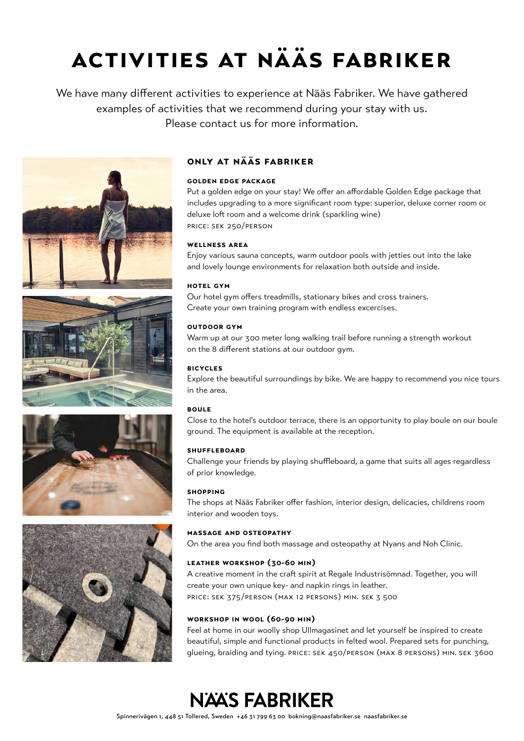# ACTIVITIES AT NÄÄS FABRIKER

We have many different activities to experience at Nääs Fabriker. We have gathered examples of activities that we recommend during your stay with us. Please contact us for more information.

## ONLY AT NÄÄS FABRIKER

### GOLDEN EDGE PACKAGE

Put a golden edge on your stay! We offer an affordable Golden Edge package that includes upgrading to a more significant room type: superior, deluxe corner room or deluxe loft room and a welcome drink (sparkling wine)

PRICE: SEK 250/PERSON

### WELLNESS AREA

Enjoy various sauna concepts, warm outdoor pools with jetties out into the lake and lovely lounge environments for relaxation both outside and inside.

### HOTEL GYM

Our hotel gym offers treadmills, stationary bikes and cross trainers. Create your own training program with endless excercises.

### OUTDOOR GYM

Warm up at our 300 meter long walking trail before running a strength workout on the 8 different stations at our outdoor gym.

### BICYCLES

Explore the beautiful surroundings by bike. We are happy to recommend you nice tours in the area.

### BOULE

Close to the hotel's outdoor terrace, there is an opportunity to play boule on our boule ground. The equipment is available at the reception.

### SHUFFLEBOARD

Challenge your friends by playing shuffleboard, a game that suits all ages regardless of prior knowledge.

### SHOPPING

The shops at Nääs Fabriker offer fashion, interior design, delicacies, childrens room interior and wooden toys.

### MASSAGE AND OSTEOPATHY

On the area you find both massage and osteopathy at Nyans and Noh Clinic.

### LEATHER WORKSHOP (30-60 MIN)

A creative moment in the craft spirit at Regale Industrisömnad. Together, you will create your own unique key- and napkin rings in leather.

PRICE: SEK 375/PERSON (MAX 12 PERSONS) MIN. SEK 3 500

### WORKSHOP IN WOOL (60-90 MIN)

Feel at home in our woolly shop Ullmagasinet and let yourself be inspired to create beautiful, simple and functional products in felted wool. Prepared sets for punching, glueing, braiding and tying. PRICE: SEK 450/PERSON (MAX 8 PERSONS) MIN. SEK 3600

NÄÄS FABRIKER

Spinnerivägen 1, 448 51 Tollered, Sweden +46 31 799 63 00 bokning@naasfabriker.se naasfabriker.se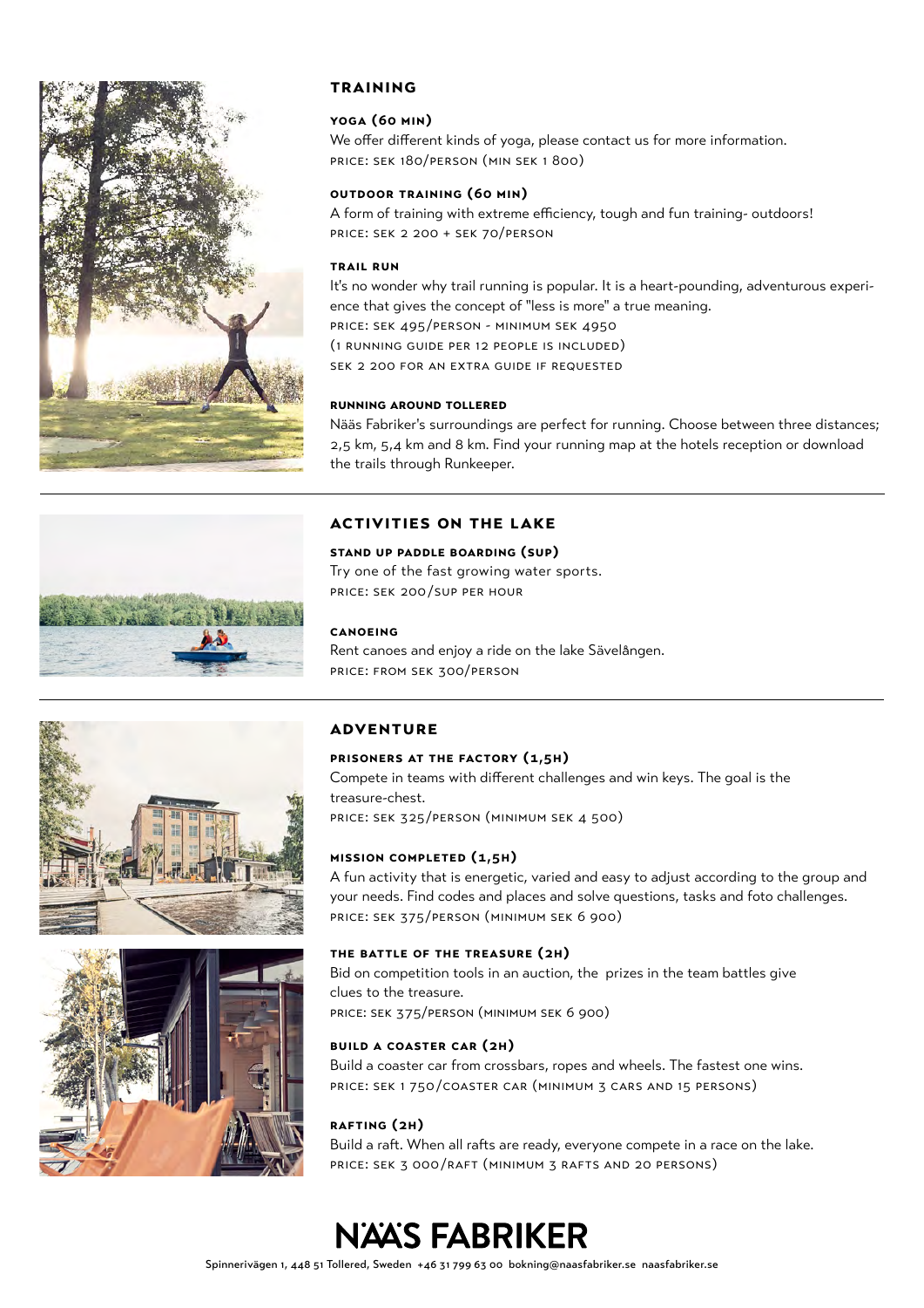## TRAINING

### YOGA (60 MIN)

We offer different kinds of yoga, please contact us for more information.

PRICE: SEK 180/PERSON (MIN SEK 1 800)

### OUTDOOR TRAINING (60 MIN)

A form of training with extreme efficiency, tough and fun training- outdoors!

PRICE: SEK 2 200 + SEK 70/PERSON

### TRAIL RUN

It's no wonder why trail running is popular. It is a heart-pounding, adventurous experience that gives the concept of "less is more" a true meaning.

PRICE: SEK 495/PERSON - MINIMUM SEK 4950
(1 RUNNING GUIDE PER 12 PEOPLE IS INCLUDED)
SEK 2 200 FOR AN EXTRA GUIDE IF REQUESTED

### RUNNING AROUND TOLLERED

Nääs Fabriker's surroundings are perfect for running. Choose between three distances; 2,5 km, 5,4 km and 8 km. Find your running map at the hotels reception or download the trails through Runkeeper.

---

## ACTIVITIES ON THE LAKE

### STAND UP PADDLE BOARDING (SUP)

Try one of the fast growing water sports.

PRICE: SEK 200/SUP PER HOUR

### CANOEING

Rent canoes and enjoy a ride on the lake Sävelången.

PRICE: FROM SEK 300/PERSON

---

## ADVENTURE

### PRISONERS AT THE FACTORY (1,5H)

Compete in teams with different challenges and win keys. The goal is the treasure-chest.

PRICE: SEK 325/PERSON (MINIMUM SEK 4 500)

### MISSION COMPLETED (1,5H)

A fun activity that is energetic, varied and easy to adjust according to the group and your needs. Find codes and places and solve questions, tasks and foto challenges.

PRICE: SEK 375/PERSON (MINIMUM SEK 6 900)

### THE BATTLE OF THE TREASURE (2H)

Bid on competition tools in an auction, the prizes in the team battles give clues to the treasure.

PRICE: SEK 375/PERSON (MINIMUM SEK 6 900)

### BUILD A COASTER CAR (2H)

Build a coaster car from crossbars, ropes and wheels. The fastest one wins.

PRICE: SEK 1 750/COASTER CAR (MINIMUM 3 CARS AND 15 PERSONS)

### RAFTING (2H)

Build a raft. When all rafts are ready, everyone compete in a race on the lake.

PRICE: SEK 3 000/RAFT (MINIMUM 3 RAFTS AND 20 PERSONS)

# NÄÄS FABRIKER

Spinnerivägen 1, 448 51 Tollered, Sweden +46 31 799 63 00 bokning@naasfabriker.se naasfabriker.se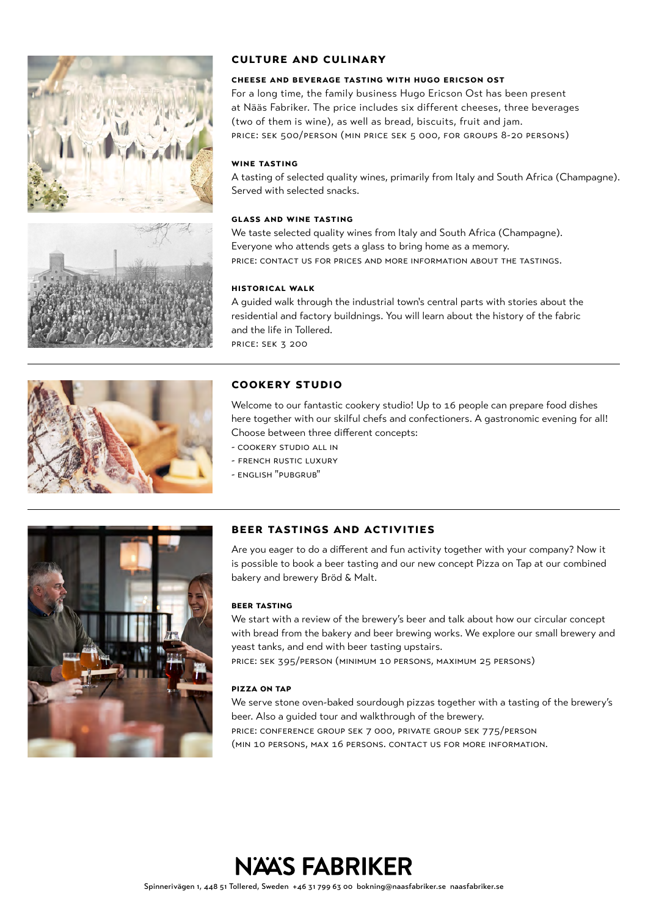## CULTURE AND CULINARY

### CHEESE AND BEVERAGE TASTING WITH HUGO ERICSON OST

For a long time, the family business Hugo Ericson Ost has been present at Nääs Fabriker. The price includes six different cheeses, three beverages (two of them is wine), as well as bread, biscuits, fruit and jam.

PRICE: SEK 500/PERSON (MIN PRICE SEK 5 000, FOR GROUPS 8-20 PERSONS)

### WINE TASTING

A tasting of selected quality wines, primarily from Italy and South Africa (Champagne). Served with selected snacks.

### GLASS AND WINE TASTING

We taste selected quality wines from Italy and South Africa (Champagne). Everyone who attends gets a glass to bring home as a memory.

PRICE: CONTACT US FOR PRICES AND MORE INFORMATION ABOUT THE TASTINGS.

### HISTORICAL WALK

A guided walk through the industrial town's central parts with stories about the residential and factory buildnings. You will learn about the history of the fabric and the life in Tollered.

PRICE: SEK 3 200

---

## COOKERY STUDIO

Welcome to our fantastic cookery studio! Up to 16 people can prepare food dishes here together with our skilful chefs and confectioners. A gastronomic evening for all! Choose between three different concepts:

- COOKERY STUDIO ALL IN
- FRENCH RUSTIC LUXURY
- ENGLISH "PUBGRUB"

---

## BEER TASTINGS AND ACTIVITIES

Are you eager to do a different and fun activity together with your company? Now it is possible to book a beer tasting and our new concept Pizza on Tap at our combined bakery and brewery Bröd & Malt.

### BEER TASTING

We start with a review of the brewery's beer and talk about how our circular concept with bread from the bakery and beer brewing works. We explore our small brewery and yeast tanks, and end with beer tasting upstairs.

PRICE: SEK 395/PERSON (MINIMUM 10 PERSONS, MAXIMUM 25 PERSONS)

### PIZZA ON TAP

We serve stone oven-baked sourdough pizzas together with a tasting of the brewery's beer. Also a guided tour and walkthrough of the brewery.

PRICE: CONFERENCE GROUP SEK 7 000, PRIVATE GROUP SEK 775/PERSON (MIN 10 PERSONS, MAX 16 PERSONS. CONTACT US FOR MORE INFORMATION.

**NÄÄS FABRIKER**

Spinnerivägen 1, 448 51 Tollered, Sweden +46 31 799 63 00 bokning@naasfabriker.se naasfabriker.se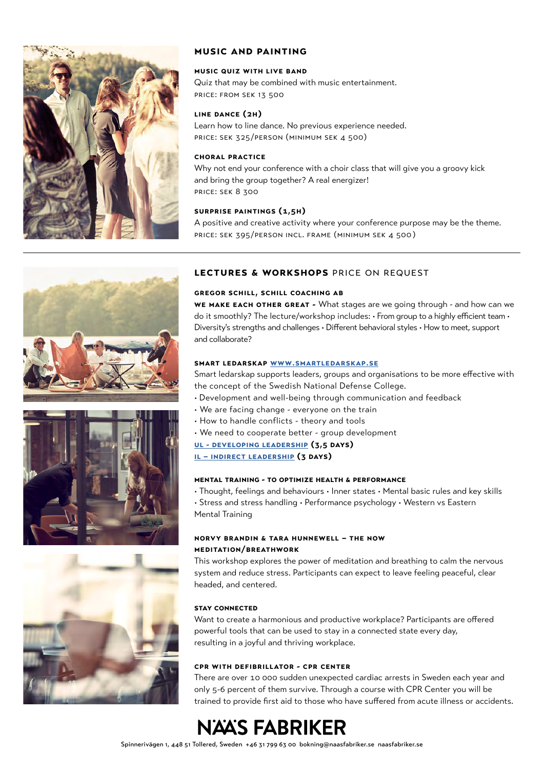## MUSIC AND PAINTING

**MUSIC QUIZ WITH LIVE BAND**
Quiz that may be combined with music entertainment.
PRICE: FROM SEK 13 500

**LINE DANCE (2H)**
Learn how to line dance. No previous experience needed.
PRICE: SEK 325/PERSON (MINIMUM SEK 4 500)

**CHORAL PRACTICE**
Why not end your conference with a choir class that will give you a groovy kick and bring the group together? A real energizer!
PRICE: SEK 8 300

**SURPRISE PAINTINGS (1,5H)**
A positive and creative activity where your conference purpose may be the theme.
PRICE: SEK 395/PERSON INCL. FRAME (MINIMUM SEK 4 500)

---

## LECTURES & WORKSHOPS PRICE ON REQUEST

**GREGOR SCHILL, SCHILL COACHING AB**
**WE MAKE EACH OTHER GREAT -** What stages are we going through - and how can we do it smoothly? The lecture/workshop includes: • From group to a highly efficient team • Diversity's strengths and challenges • Different behavioral styles • How to meet, support and collaborate?

**SMART LEDARSKAP [WWW.SMARTLEDARSKAP.SE](http://www.smartledarskap.se)**
Smart ledarskap supports leaders, groups and organisations to be more effective with the concept of the Swedish National Defense College.
- Development and well-being through communication and feedback
- We are facing change - everyone on the train
- How to handle conflicts - theory and tools
- We need to cooperate better - group development

**UL - DEVELOPING LEADERSHIP (3,5 DAYS)**
**IL – INDIRECT LEADERSHIP (3 DAYS)**

**MENTAL TRAINING - TO OPTIMIZE HEALTH & PERFORMANCE**
• Thought, feelings and behaviours • Inner states • Mental basic rules and key skills • Stress and stress handling • Performance psychology • Western vs Eastern Mental Training

**NORVY BRANDIN & TARA HUNNEWELL – THE NOW MEDITATION/BREATHWORK**
This workshop explores the power of meditation and breathing to calm the nervous system and reduce stress. Participants can expect to leave feeling peaceful, clear headed, and centered.

**STAY CONNECTED**
Want to create a harmonious and productive workplace? Participants are offered powerful tools that can be used to stay in a connected state every day, resulting in a joyful and thriving workplace.

**CPR WITH DEFIBRILLATOR - CPR CENTER**
There are over 10 000 sudden unexpected cardiac arrests in Sweden each year and only 5-6 percent of them survive. Through a course with CPR Center you will be trained to provide first aid to those who have suffered from acute illness or accidents.

**NÄÄS FABRIKER**
Spinnerivägen 1, 448 51 Tollered, Sweden +46 31 799 63 00 bokning@naasfabriker.se naasfabriker.se